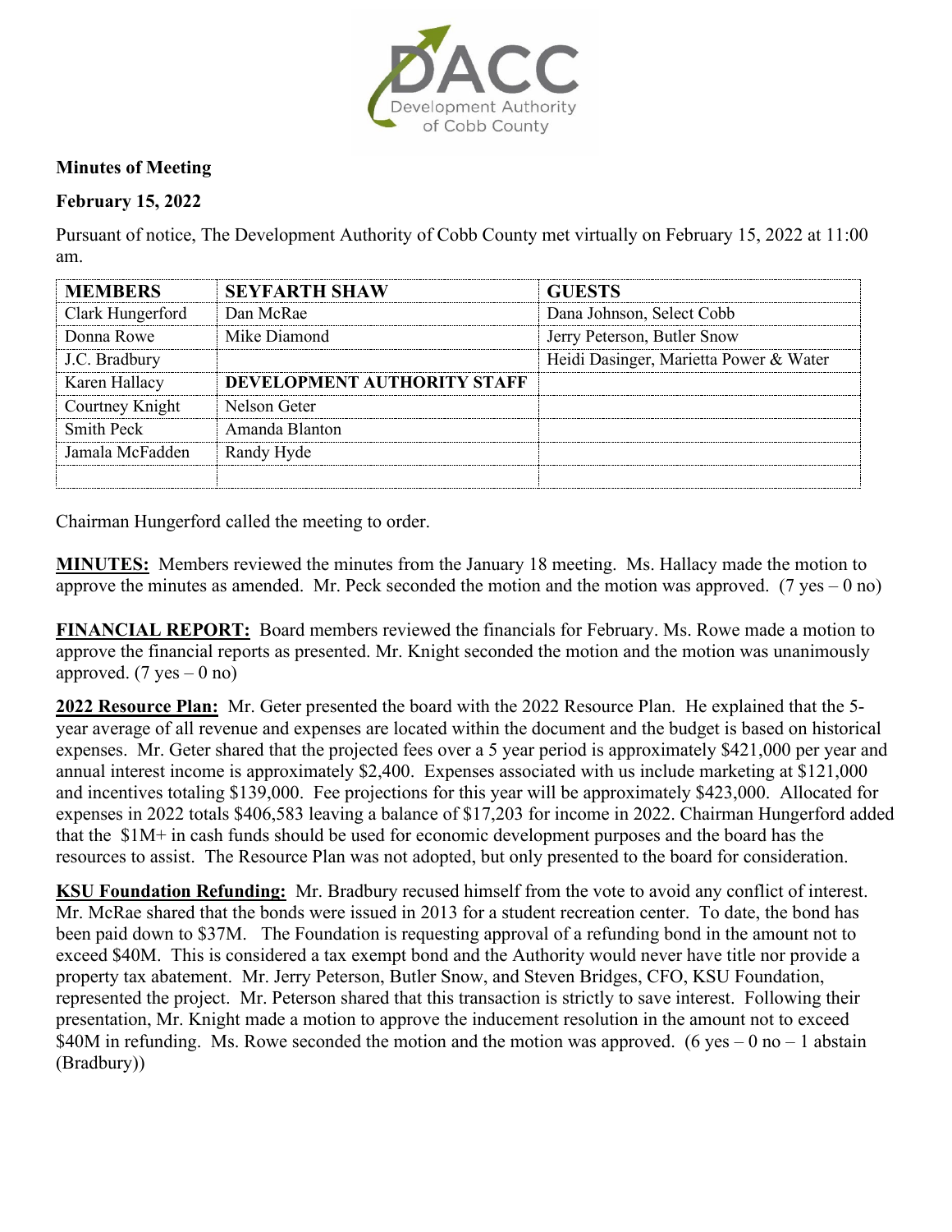**Minutes of Meeting**

**February 15, 2022**

Pursuant of notice, The Development Authority of Cobb County met virtually on February 15, 2022 at 11:00 am.

| MEMBERS | SEYFARTH SHAW | GUESTS |
|---|---|---|
| Clark Hungerford | Dan McRae | Dana Johnson, Select Cobb |
| Donna Rowe | Mike Diamond | Jerry Peterson, Butler Snow |
| J.C. Bradbury | | Heidi Dasinger, Marietta Power & Water |
| Karen Hallacy | **DEVELOPMENT AUTHORITY STAFF** | |
| Courtney Knight | Nelson Geter | |
| Smith Peck | Amanda Blanton | |
| Jamala McFadden | Randy Hyde | |
| | | |

Chairman Hungerford called the meeting to order.

**MINUTES:** Members reviewed the minutes from the January 18 meeting. Ms. Hallacy made the motion to approve the minutes as amended. Mr. Peck seconded the motion and the motion was approved. (7 yes – 0 no)

**FINANCIAL REPORT:** Board members reviewed the financials for February. Ms. Rowe made a motion to approve the financial reports as presented. Mr. Knight seconded the motion and the motion was unanimously approved. (7 yes – 0 no)

**2022 Resource Plan:** Mr. Geter presented the board with the 2022 Resource Plan. He explained that the 5-year average of all revenue and expenses are located within the document and the budget is based on historical expenses. Mr. Geter shared that the projected fees over a 5 year period is approximately $421,000 per year and annual interest income is approximately $2,400. Expenses associated with us include marketing at $121,000 and incentives totaling $139,000. Fee projections for this year will be approximately $423,000. Allocated for expenses in 2022 totals $406,583 leaving a balance of $17,203 for income in 2022. Chairman Hungerford added that the $1M+ in cash funds should be used for economic development purposes and the board has the resources to assist. The Resource Plan was not adopted, but only presented to the board for consideration.

**KSU Foundation Refunding:** Mr. Bradbury recused himself from the vote to avoid any conflict of interest. Mr. McRae shared that the bonds were issued in 2013 for a student recreation center. To date, the bond has been paid down to $37M. The Foundation is requesting approval of a refunding bond in the amount not to exceed $40M. This is considered a tax exempt bond and the Authority would never have title nor provide a property tax abatement. Mr. Jerry Peterson, Butler Snow, and Steven Bridges, CFO, KSU Foundation, represented the project. Mr. Peterson shared that this transaction is strictly to save interest. Following their presentation, Mr. Knight made a motion to approve the inducement resolution in the amount not to exceed $40M in refunding. Ms. Rowe seconded the motion and the motion was approved. (6 yes – 0 no – 1 abstain (Bradbury))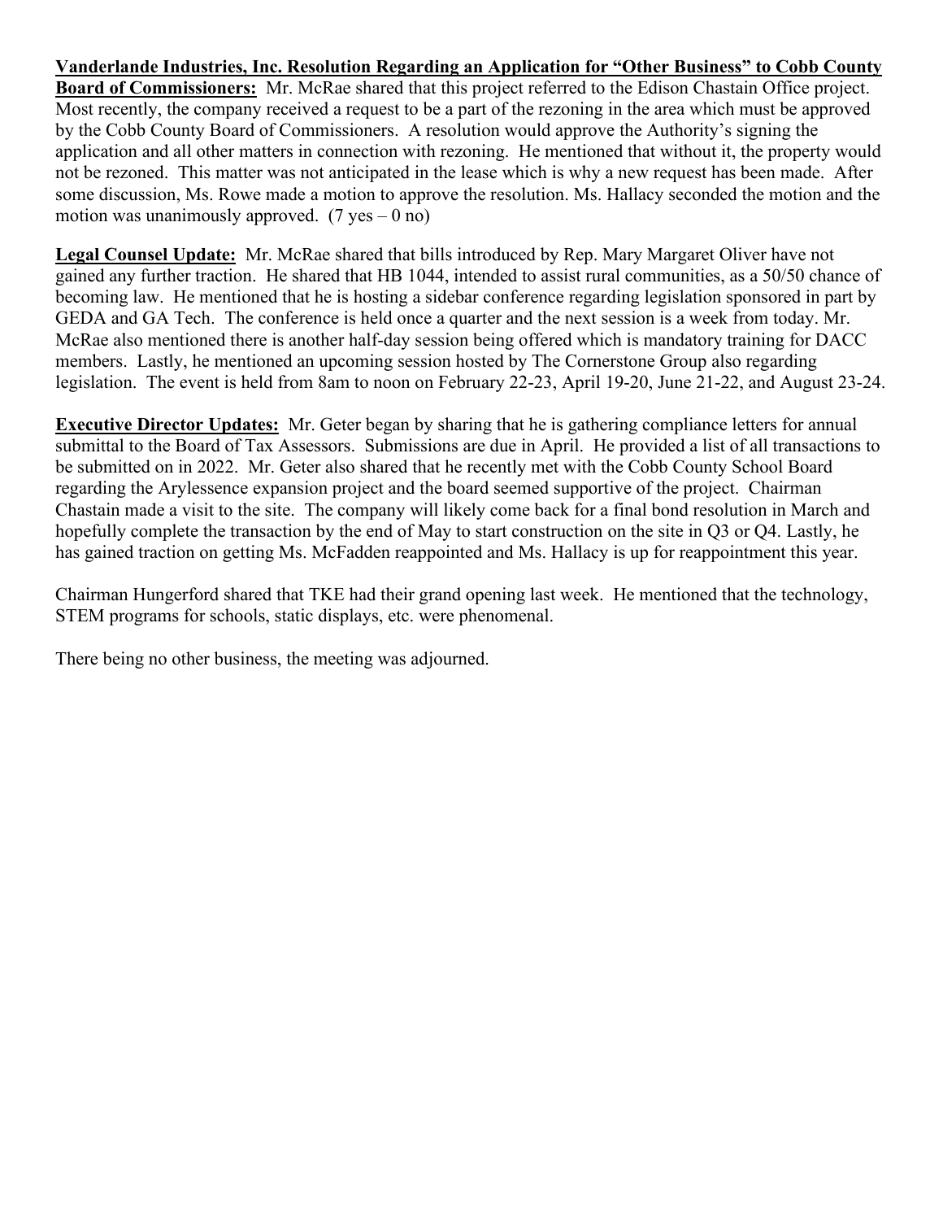**Vanderlande Industries, Inc. Resolution Regarding an Application for "Other Business" to Cobb County Board of Commissioners:** Mr. McRae shared that this project referred to the Edison Chastain Office project. Most recently, the company received a request to be a part of the rezoning in the area which must be approved by the Cobb County Board of Commissioners. A resolution would approve the Authority's signing the application and all other matters in connection with rezoning. He mentioned that without it, the property would not be rezoned. This matter was not anticipated in the lease which is why a new request has been made. After some discussion, Ms. Rowe made a motion to approve the resolution. Ms. Hallacy seconded the motion and the motion was unanimously approved. (7 yes – 0 no)

**Legal Counsel Update:** Mr. McRae shared that bills introduced by Rep. Mary Margaret Oliver have not gained any further traction. He shared that HB 1044, intended to assist rural communities, as a 50/50 chance of becoming law. He mentioned that he is hosting a sidebar conference regarding legislation sponsored in part by GEDA and GA Tech. The conference is held once a quarter and the next session is a week from today. Mr. McRae also mentioned there is another half-day session being offered which is mandatory training for DACC members. Lastly, he mentioned an upcoming session hosted by The Cornerstone Group also regarding legislation. The event is held from 8am to noon on February 22-23, April 19-20, June 21-22, and August 23-24.

**Executive Director Updates:** Mr. Geter began by sharing that he is gathering compliance letters for annual submittal to the Board of Tax Assessors. Submissions are due in April. He provided a list of all transactions to be submitted on in 2022. Mr. Geter also shared that he recently met with the Cobb County School Board regarding the Arylessence expansion project and the board seemed supportive of the project. Chairman Chastain made a visit to the site. The company will likely come back for a final bond resolution in March and hopefully complete the transaction by the end of May to start construction on the site in Q3 or Q4. Lastly, he has gained traction on getting Ms. McFadden reappointed and Ms. Hallacy is up for reappointment this year.

Chairman Hungerford shared that TKE had their grand opening last week. He mentioned that the technology, STEM programs for schools, static displays, etc. were phenomenal.

There being no other business, the meeting was adjourned.